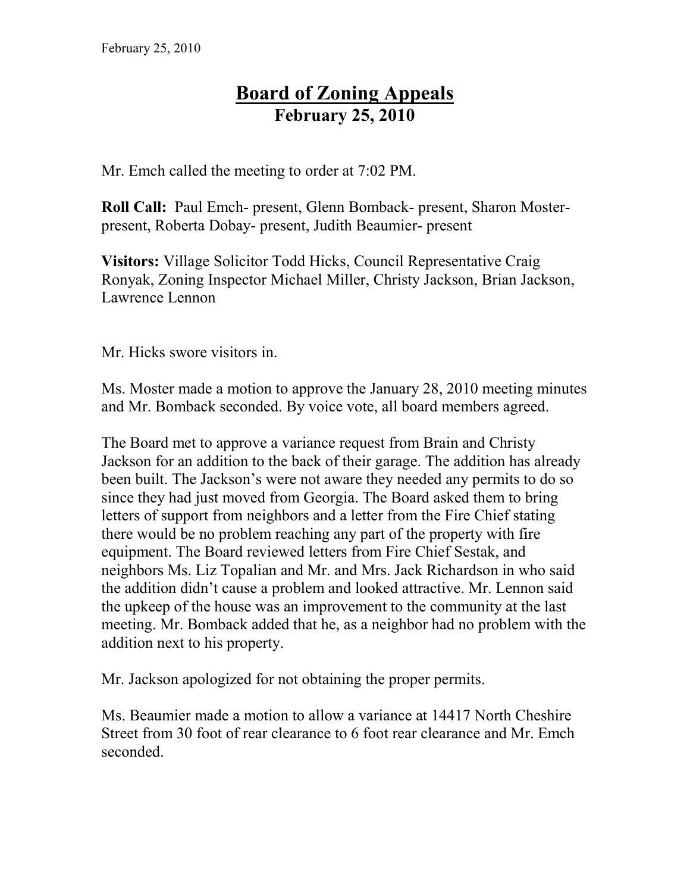# Board of Zoning Appeals
## February 25, 2010

Mr. Emch called the meeting to order at 7:02 PM.

**Roll Call:** Paul Emch- present, Glenn Bomback- present, Sharon Moster- present, Roberta Dobay- present, Judith Beaumier- present

**Visitors:** Village Solicitor Todd Hicks, Council Representative Craig Ronyak, Zoning Inspector Michael Miller, Christy Jackson, Brian Jackson, Lawrence Lennon

Mr. Hicks swore visitors in.

Ms. Moster made a motion to approve the January 28, 2010 meeting minutes and Mr. Bomback seconded. By voice vote, all board members agreed.

The Board met to approve a variance request from Brain and Christy Jackson for an addition to the back of their garage. The addition has already been built. The Jackson's were not aware they needed any permits to do so since they had just moved from Georgia. The Board asked them to bring letters of support from neighbors and a letter from the Fire Chief stating there would be no problem reaching any part of the property with fire equipment. The Board reviewed letters from Fire Chief Sestak, and neighbors Ms. Liz Topalian and Mr. and Mrs. Jack Richardson in who said the addition didn't cause a problem and looked attractive. Mr. Lennon said the upkeep of the house was an improvement to the community at the last meeting. Mr. Bomback added that he, as a neighbor had no problem with the addition next to his property.

Mr. Jackson apologized for not obtaining the proper permits.

Ms. Beaumier made a motion to allow a variance at 14417 North Cheshire Street from 30 foot of rear clearance to 6 foot rear clearance and Mr. Emch seconded.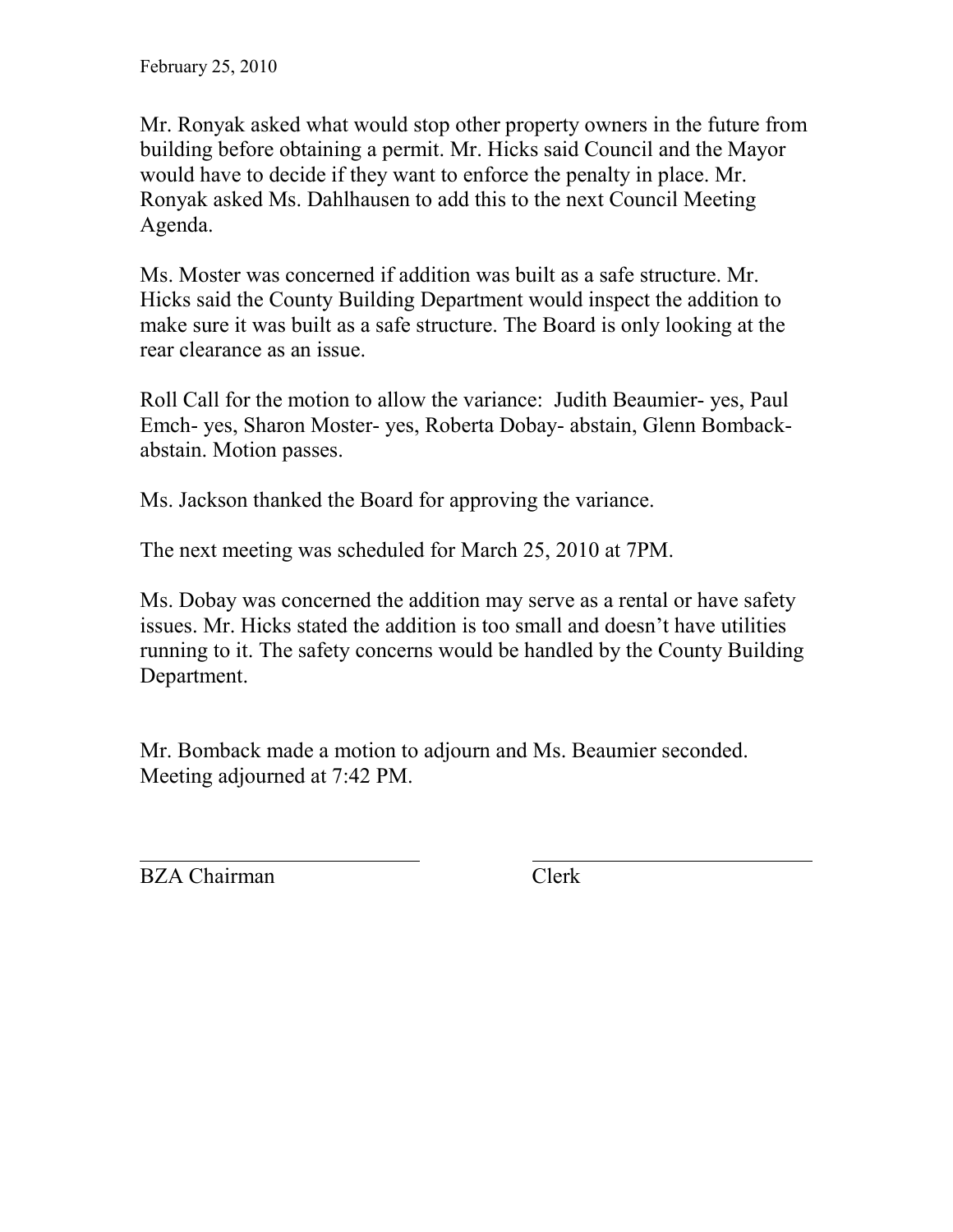Mr. Ronyak asked what would stop other property owners in the future from building before obtaining a permit. Mr. Hicks said Council and the Mayor would have to decide if they want to enforce the penalty in place. Mr. Ronyak asked Ms. Dahlhausen to add this to the next Council Meeting Agenda.

Ms. Moster was concerned if addition was built as a safe structure. Mr. Hicks said the County Building Department would inspect the addition to make sure it was built as a safe structure. The Board is only looking at the rear clearance as an issue.

Roll Call for the motion to allow the variance: Judith Beaumier- yes, Paul Emch- yes, Sharon Moster- yes, Roberta Dobay- abstain, Glenn Bomback- abstain. Motion passes.

Ms. Jackson thanked the Board for approving the variance.

The next meeting was scheduled for March 25, 2010 at 7PM.

Ms. Dobay was concerned the addition may serve as a rental or have safety issues. Mr. Hicks stated the addition is too small and doesn't have utilities running to it. The safety concerns would be handled by the County Building Department.

Mr. Bomback made a motion to adjourn and Ms. Beaumier seconded. Meeting adjourned at 7:42 PM.

\_\_\_\_\_\_\_\_\_\_\_\_\_\_\_\_\_\_\_\_\_\_\_\_\_\_\_\_ \_\_\_\_\_\_\_\_\_\_\_\_\_\_\_\_\_\_\_\_\_\_\_\_\_\_\_\_

BZA Chairman Clerk